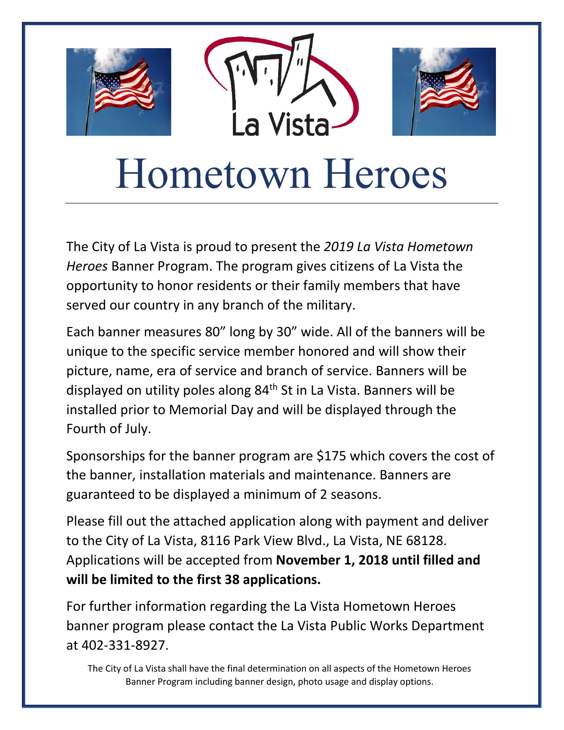# Hometown Heroes

The City of La Vista is proud to present the *2019 La Vista Hometown Heroes* Banner Program. The program gives citizens of La Vista the opportunity to honor residents or their family members that have served our country in any branch of the military.

Each banner measures 80" long by 30" wide. All of the banners will be unique to the specific service member honored and will show their picture, name, era of service and branch of service. Banners will be displayed on utility poles along 84th St in La Vista. Banners will be installed prior to Memorial Day and will be displayed through the Fourth of July.

Sponsorships for the banner program are $175 which covers the cost of the banner, installation materials and maintenance. Banners are guaranteed to be displayed a minimum of 2 seasons.

Please fill out the attached application along with payment and deliver to the City of La Vista, 8116 Park View Blvd., La Vista, NE 68128. Applications will be accepted from **November 1, 2018 until filled and will be limited to the first 38 applications.**

For further information regarding the La Vista Hometown Heroes banner program please contact the La Vista Public Works Department at 402-331-8927.

The City of La Vista shall have the final determination on all aspects of the Hometown Heroes Banner Program including banner design, photo usage and display options.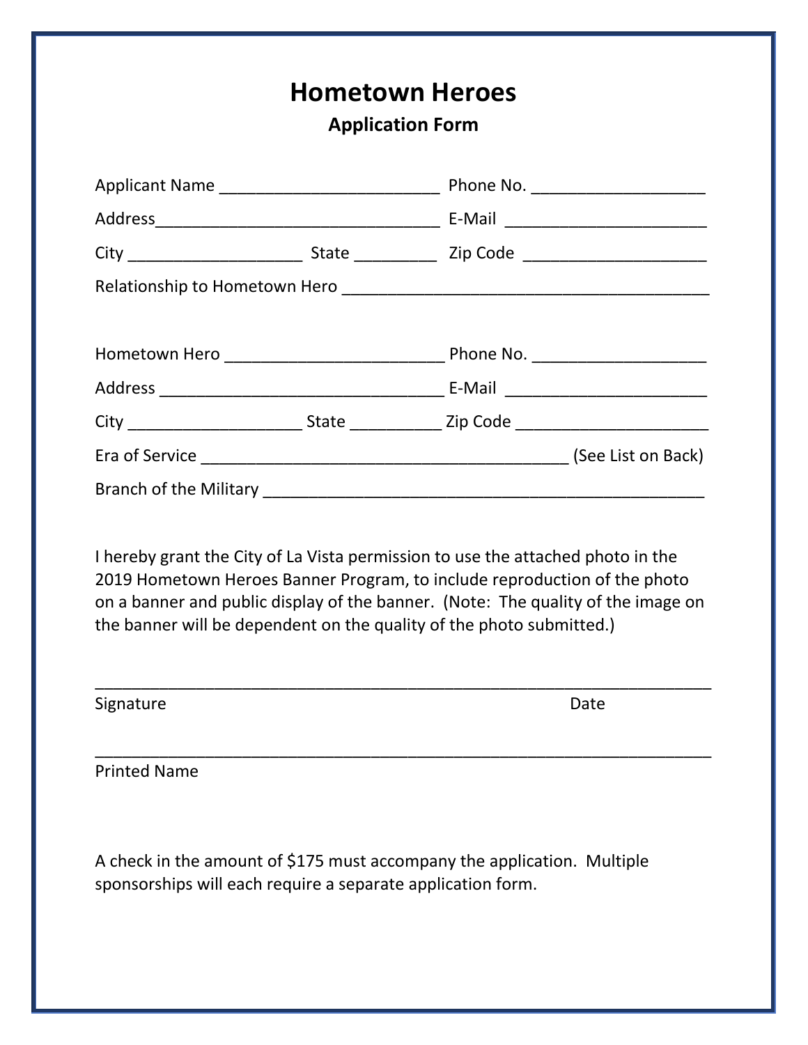# Hometown Heroes

## Application Form

Applicant Name ________________________ Phone No. ___________________

Address________________________________ E-Mail ______________________

City ___________________ State _________ Zip Code ____________________

Relationship to Hometown Hero ________________________________________

Hometown Hero ________________________ Phone No. ___________________

Address _______________________________ E-Mail ______________________

City ___________________ State __________ Zip Code _____________________

Era of Service ________________________________________ (See List on Back)

Branch of the Military _________________________________________________

I hereby grant the City of La Vista permission to use the attached photo in the 2019 Hometown Heroes Banner Program, to include reproduction of the photo on a banner and public display of the banner. (Note: The quality of the image on the banner will be dependent on the quality of the photo submitted.)

_____________________________________________________________________

Signature Date

_____________________________________________________________________

Printed Name

A check in the amount of $175 must accompany the application. Multiple sponsorships will each require a separate application form.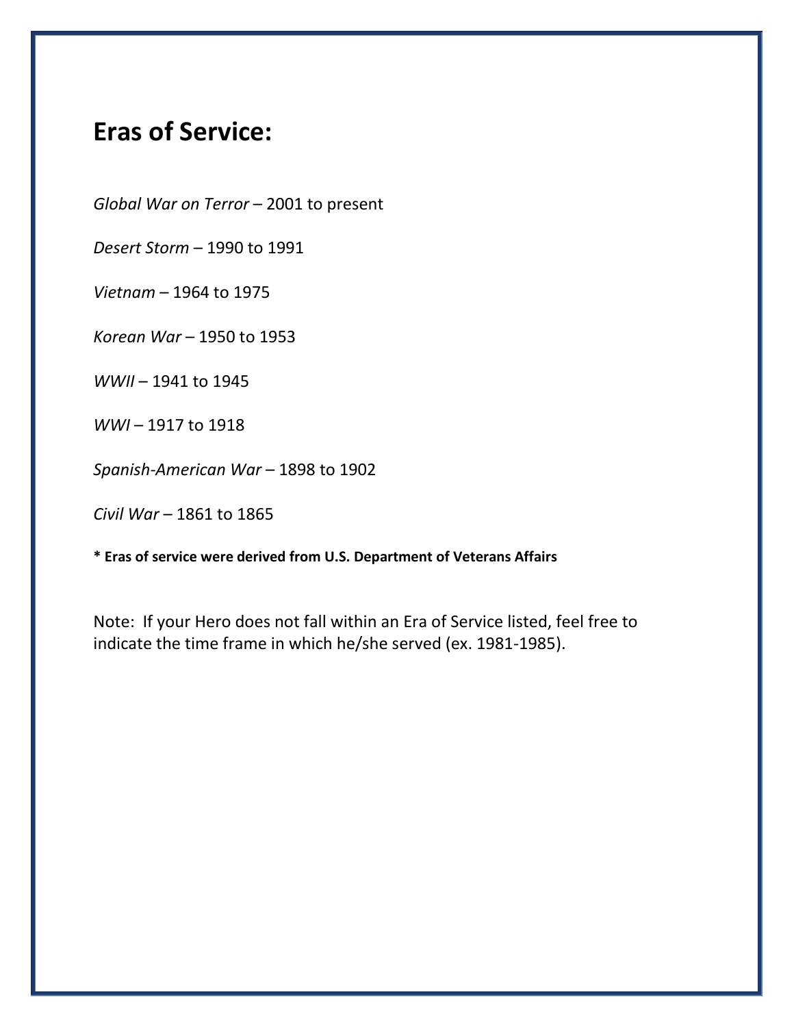# Eras of Service:

*Global War on Terror* – 2001 to present

*Desert Storm* – 1990 to 1991

*Vietnam* – 1964 to 1975

*Korean War* – 1950 to 1953

*WWII* – 1941 to 1945

*WWI* – 1917 to 1918

*Spanish-American War* – 1898 to 1902

*Civil War* – 1861 to 1865

**\* Eras of service were derived from U.S. Department of Veterans Affairs**

Note: If your Hero does not fall within an Era of Service listed, feel free to indicate the time frame in which he/she served (ex. 1981-1985).